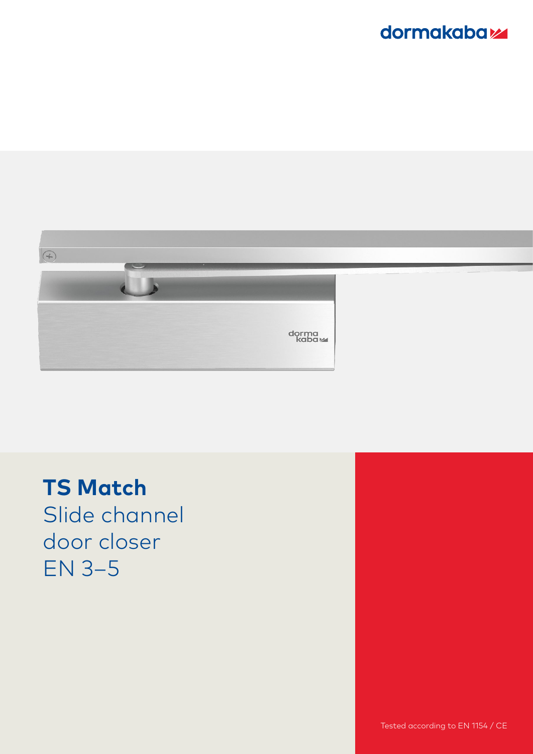dormakaba

# TS Match

Slide channel door closer EN 3–5

Tested according to EN 1154 / CE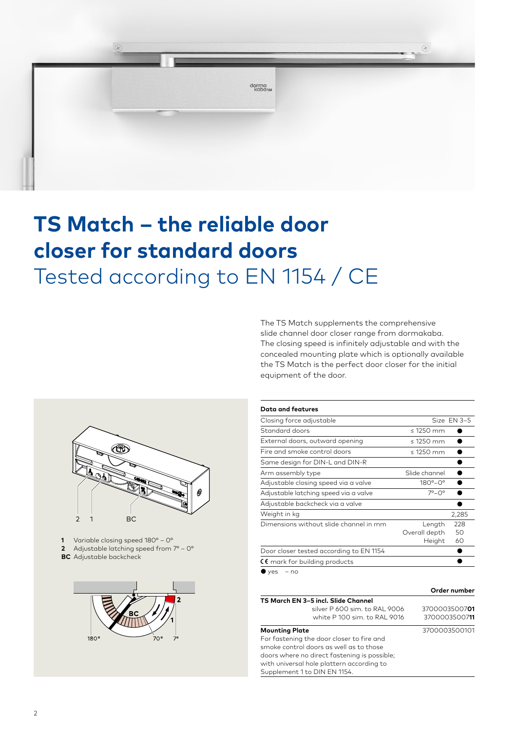# TS Match – the reliable door closer for standard doors

## Tested according to EN 1154 / CE

The TS Match supplements the comprehensive slide channel door closer range from dormakaba. The closing speed is infinitely adjustable and with the concealed mounting plate which is optionally available the TS Match is the perfect door closer for the initial equipment of the door.

**1** Variable closing speed 180° – 0°
**2** Adjustable latching speed from 7° – 0°
**BC** Adjustable backcheck

| Data and features | | |
|---|---|---|
| Closing force adjustable | Size | EN 3–5 |
| Standard doors | ≤ 1250 mm | ● |
| External doors, outward opening | ≤ 1250 mm | ● |
| Fire and smoke control doors | ≤ 1250 mm | ● |
| Same design for DIN-L and DIN-R | | ● |
| Arm assembly type | Slide channel | ● |
| Adjustable closing speed via a valve | 180°–0° | ● |
| Adjustable latching speed via a valve | 7°–0° | ● |
| Adjustable backcheck via a valve | | ● |
| Weight in kg | | 2,285 |
| Dimensions without slide channel in mm | Length | 228 |
| | Overall depth | 50 |
| | Height | 60 |
| Door closer tested according to EN 1154 | | ● |
| CE mark for building products | | ● |

● yes – no

| | Order number |
|---|---|
| **TS March EN 3–5 incl. Slide Channel** | |
| silver P 600 sim. to RAL 9006 | 37000035007**01** |
| white P 100 sim. to RAL 9016 | 37000035007**11** |
| **Mounting Plate** For fastening the door closer to fire and smoke control doors as well as to those doors where no direct fastening is possible; with universal hole plattern according to Supplement 1 to DIN EN 1154. | 3700003500101 |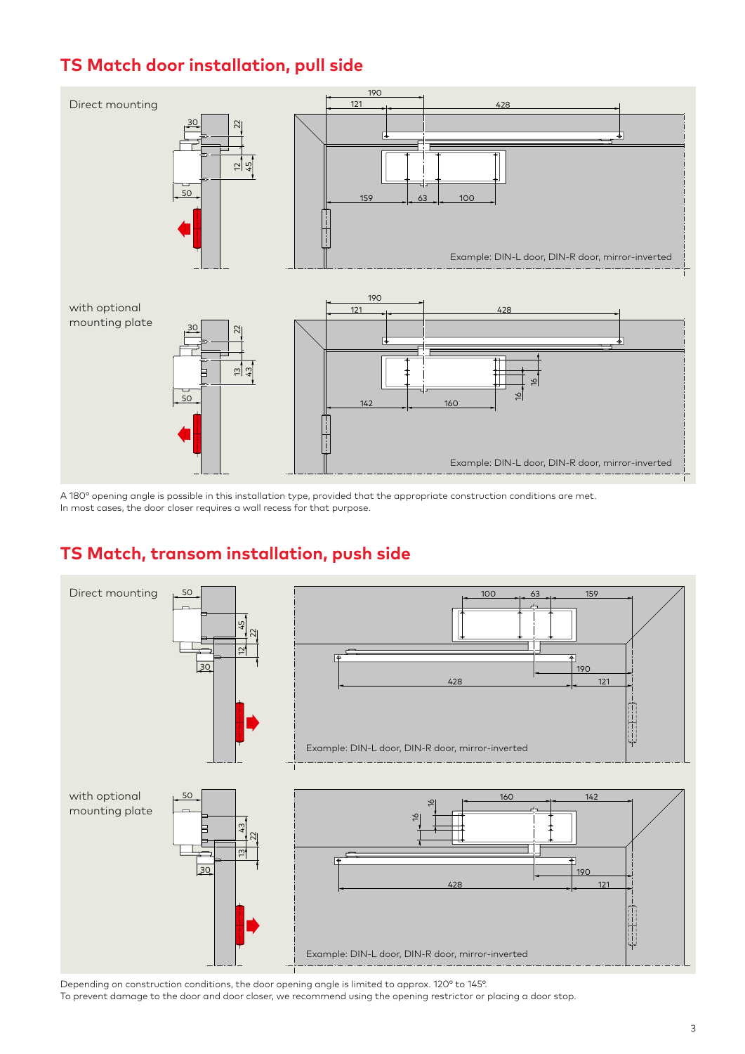## TS Match door installation, pull side

Direct mounting

Example: DIN-L door, DIN-R door, mirror-inverted

with optional mounting plate

Example: DIN-L door, DIN-R door, mirror-inverted

A 180° opening angle is possible in this installation type, provided that the appropriate construction conditions are met.
In most cases, the door closer requires a wall recess for that purpose.

## TS Match, transom installation, push side

Direct mounting

Example: DIN-L door, DIN-R door, mirror-inverted

with optional mounting plate

Example: DIN-L door, DIN-R door, mirror-inverted

Depending on construction conditions, the door opening angle is limited to approx. 120° to 145°.
To prevent damage to the door and door closer, we recommend using the opening restrictor or placing a door stop.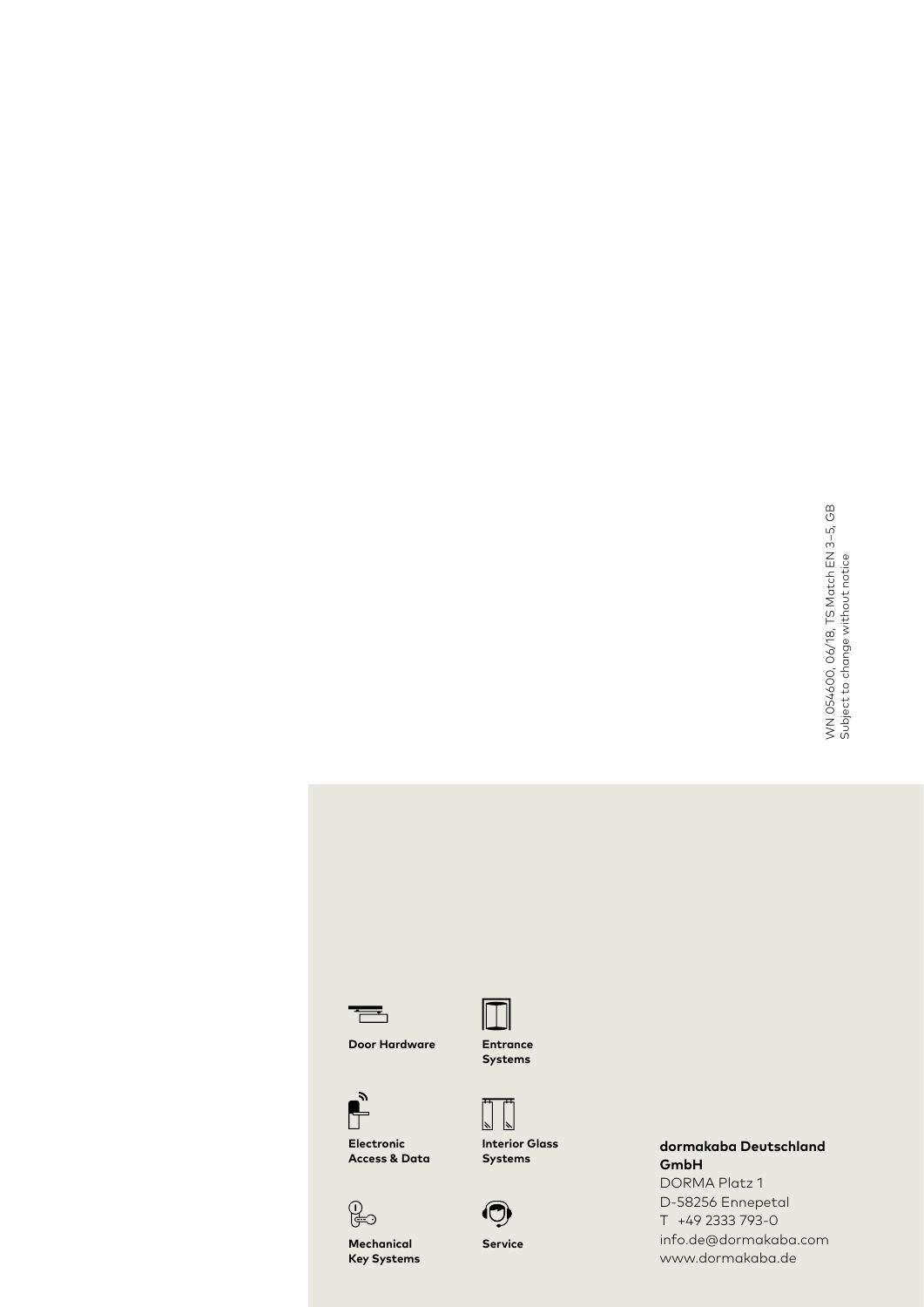WN 054600, 06/18, TS Match EN 3–5, GB
Subject to change without notice

Door Hardware

Entrance Systems

Electronic Access & Data

Interior Glass Systems

Mechanical Key Systems

Service

**dormakaba Deutschland GmbH**
DORMA Platz 1
D-58256 Ennepetal
T +49 2333 793-0
info.de@dormakaba.com
www.dormakaba.de